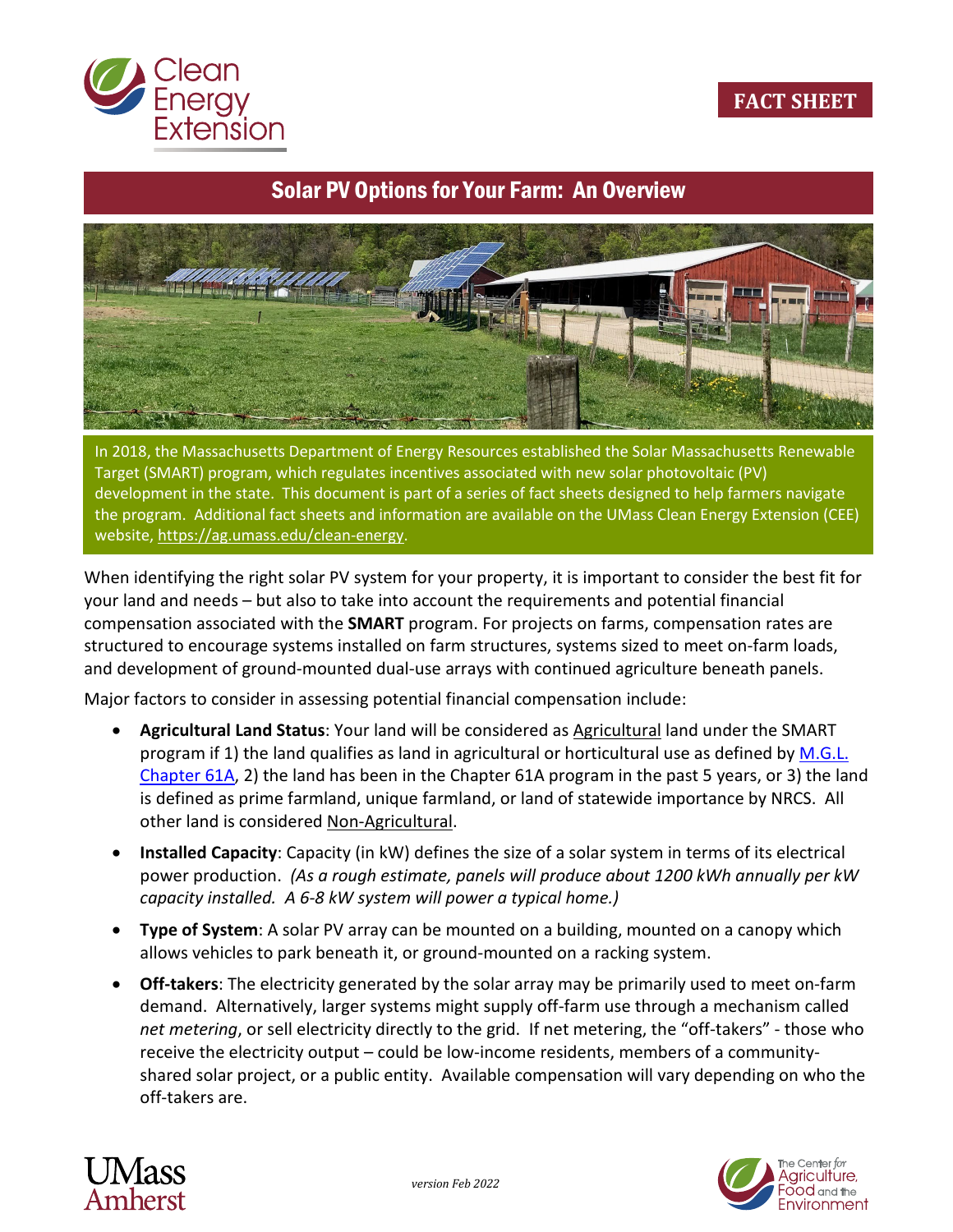FACT SHEET

# Solar PV Options for Your Farm: An Overview

In 2018, the Massachusetts Department of Energy Resources established the Solar Massachusetts Renewable Target (SMART) program, which regulates incentives associated with new solar photovoltaic (PV) development in the state. This document is part of a series of fact sheets designed to help farmers navigate the program. Additional fact sheets and information are available on the UMass Clean Energy Extension (CEE) website, https://ag.umass.edu/clean-energy.

When identifying the right solar PV system for your property, it is important to consider the best fit for your land and needs – but also to take into account the requirements and potential financial compensation associated with the **SMART** program. For projects on farms, compensation rates are structured to encourage systems installed on farm structures, systems sized to meet on-farm loads, and development of ground-mounted dual-use arrays with continued agriculture beneath panels.

Major factors to consider in assessing potential financial compensation include:

- **Agricultural Land Status**: Your land will be considered as Agricultural land under the SMART program if 1) the land qualifies as land in agricultural or horticultural use as defined by M.G.L. Chapter 61A, 2) the land has been in the Chapter 61A program in the past 5 years, or 3) the land is defined as prime farmland, unique farmland, or land of statewide importance by NRCS. All other land is considered Non-Agricultural.
- **Installed Capacity**: Capacity (in kW) defines the size of a solar system in terms of its electrical power production. *(As a rough estimate, panels will produce about 1200 kWh annually per kW capacity installed. A 6-8 kW system will power a typical home.)*
- **Type of System**: A solar PV array can be mounted on a building, mounted on a canopy which allows vehicles to park beneath it, or ground-mounted on a racking system.
- **Off-takers**: The electricity generated by the solar array may be primarily used to meet on-farm demand. Alternatively, larger systems might supply off-farm use through a mechanism called *net metering*, or sell electricity directly to the grid. If net metering, the "off-takers" - those who receive the electricity output – could be low-income residents, members of a community-shared solar project, or a public entity. Available compensation will vary depending on who the off-takers are.

*version Feb 2022*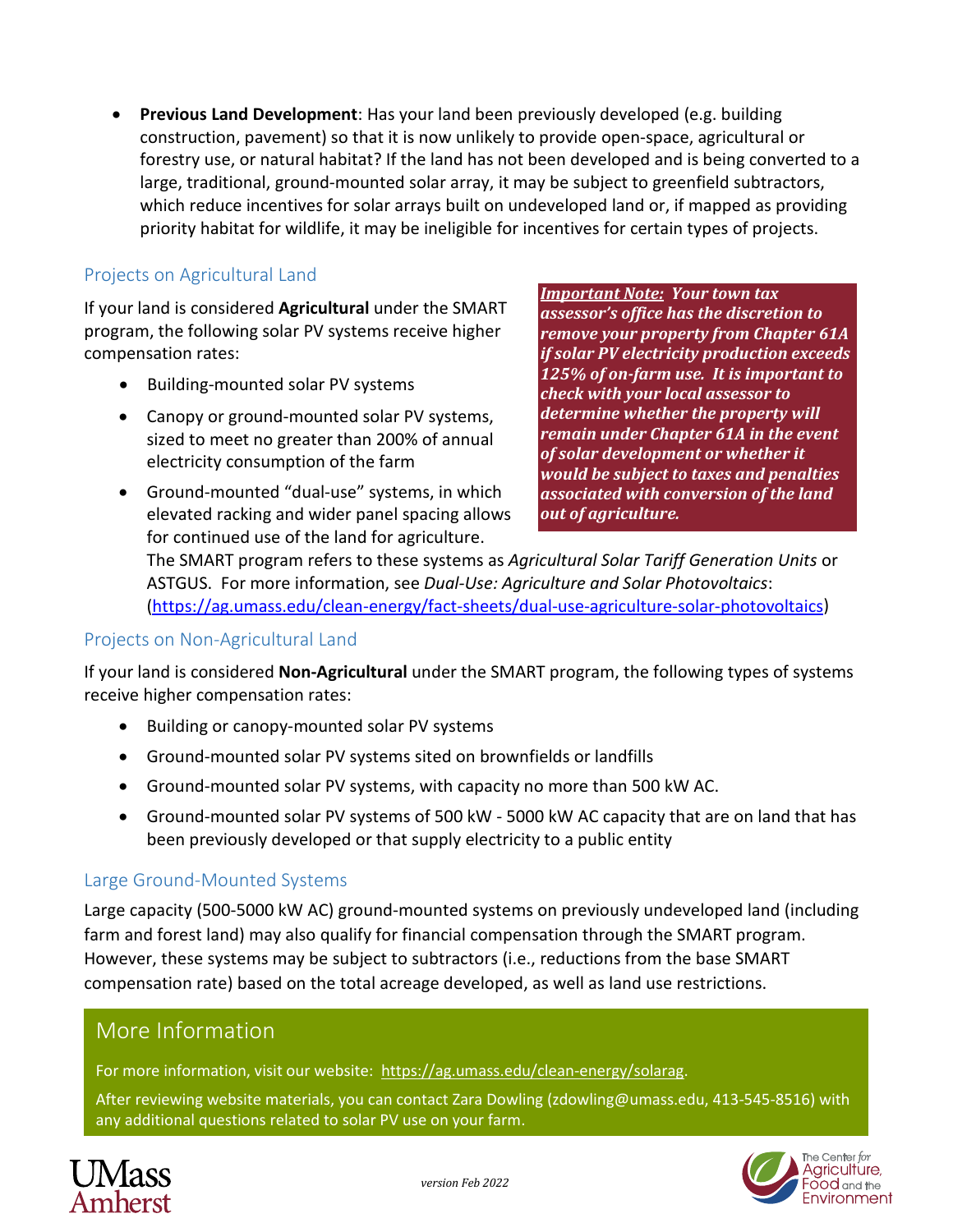- **Previous Land Development**: Has your land been previously developed (e.g. building construction, pavement) so that it is now unlikely to provide open-space, agricultural or forestry use, or natural habitat? If the land has not been developed and is being converted to a large, traditional, ground-mounted solar array, it may be subject to greenfield subtractors, which reduce incentives for solar arrays built on undeveloped land or, if mapped as providing priority habitat for wildlife, it may be ineligible for incentives for certain types of projects.

## Projects on Agricultural Land

If your land is considered **Agricultural** under the SMART program, the following solar PV systems receive higher compensation rates:

- Building-mounted solar PV systems
- Canopy or ground-mounted solar PV systems, sized to meet no greater than 200% of annual electricity consumption of the farm
- Ground-mounted "dual-use" systems, in which elevated racking and wider panel spacing allows for continued use of the land for agriculture.

The SMART program refers to these systems as *Agricultural Solar Tariff Generation Units* or ASTGUS. For more information, see *Dual-Use: Agriculture and Solar Photovoltaics*: (https://ag.umass.edu/clean-energy/fact-sheets/dual-use-agriculture-solar-photovoltaics)

***Important Note:* Your town tax assessor's office has the discretion to remove your property from Chapter 61A if solar PV electricity production exceeds 125% of on-farm use. It is important to check with your local assessor to determine whether the property will remain under Chapter 61A in the event of solar development or whether it would be subject to taxes and penalties associated with conversion of the land out of agriculture.**

## Projects on Non-Agricultural Land

If your land is considered **Non-Agricultural** under the SMART program, the following types of systems receive higher compensation rates:

- Building or canopy-mounted solar PV systems
- Ground-mounted solar PV systems sited on brownfields or landfills
- Ground-mounted solar PV systems, with capacity no more than 500 kW AC.
- Ground-mounted solar PV systems of 500 kW - 5000 kW AC capacity that are on land that has been previously developed or that supply electricity to a public entity

## Large Ground-Mounted Systems

Large capacity (500-5000 kW AC) ground-mounted systems on previously undeveloped land (including farm and forest land) may also qualify for financial compensation through the SMART program. However, these systems may be subject to subtractors (i.e., reductions from the base SMART compensation rate) based on the total acreage developed, as well as land use restrictions.

## More Information

For more information, visit our website: https://ag.umass.edu/clean-energy/solarag.

After reviewing website materials, you can contact Zara Dowling (zdowling@umass.edu, 413-545-8516) with any additional questions related to solar PV use on your farm.

UMass Amherst

*version Feb 2022*

The Center for Agriculture, Food and the Environment